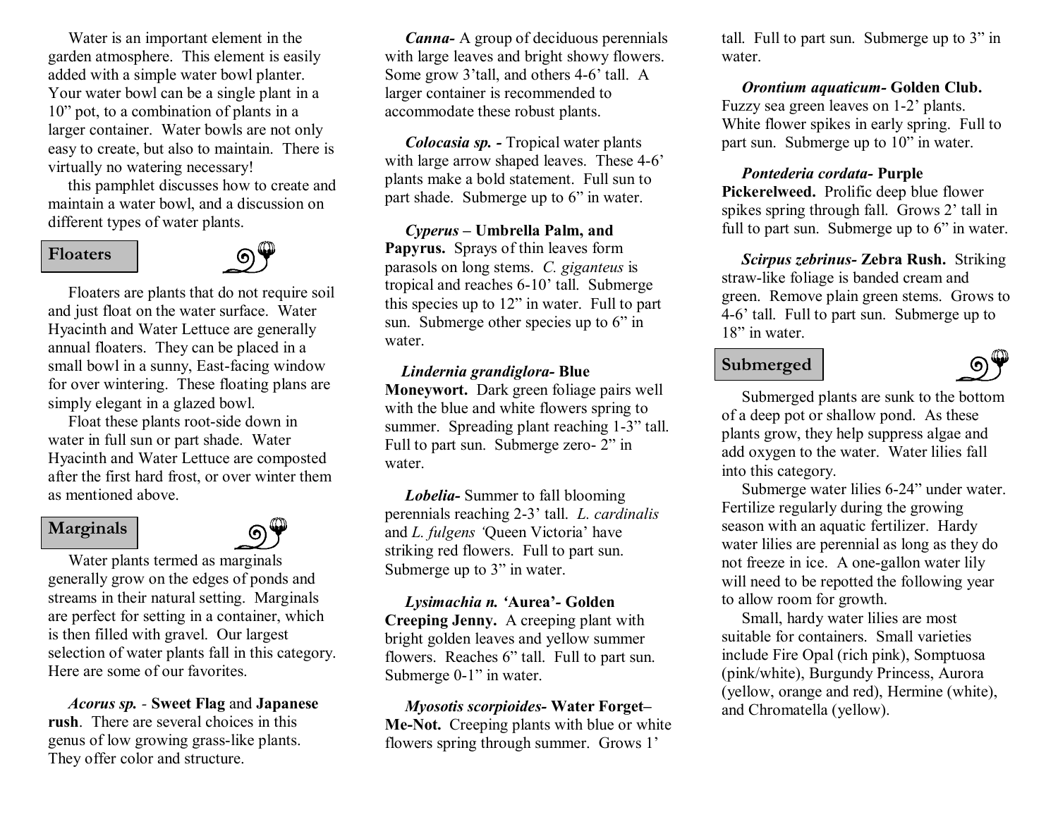Water is an important element in the garden atmosphere. This element is easily added with a simple water bowl planter. Your water bowl can be a single plant in a 10" pot, to a combination of plants in a larger container. Water bowls are not only easy to create, but also to maintain. There is virtually no watering necessary!

this pamphlet discusses how to create and maintain a water bowl, and a discussion on different types of water plants.

## Floaters

Floaters are plants that do not require soil and just float on the water surface. Water Hyacinth and Water Lettuce are generally annual floaters. They can be placed in a small bowl in a sunny, East-facing window for over wintering. These floating plans are simply elegant in a glazed bowl.

Float these plants root-side down in water in full sun or part shade. Water Hyacinth and Water Lettuce are composted after the first hard frost, or over winter them as mentioned above.

## Marginals

Water plants termed as marginals generally grow on the edges of ponds and streams in their natural setting. Marginals are perfect for setting in a container, which is then filled with gravel. Our largest selection of water plants fall in this category. Here are some of our favorites.

***Acorus sp.*** - **Sweet Flag** and **Japanese rush**. There are several choices in this genus of low growing grass-like plants. They offer color and structure.

***Canna-*** A group of deciduous perennials with large leaves and bright showy flowers. Some grow 3'tall, and others 4-6' tall. A larger container is recommended to accommodate these robust plants.

***Colocasia sp. -*** Tropical water plants with large arrow shaped leaves. These 4-6' plants make a bold statement. Full sun to part shade. Submerge up to 6" in water.

***Cyperus*** **– Umbrella Palm, and Papyrus.** Sprays of thin leaves form parasols on long stems. *C. giganteus* is tropical and reaches 6-10' tall. Submerge this species up to 12" in water. Full to part sun. Submerge other species up to 6" in water.

***Lindernia grandiglora*-** **Blue Moneywort.** Dark green foliage pairs well with the blue and white flowers spring to summer. Spreading plant reaching 1-3" tall. Full to part sun. Submerge zero- 2" in water.

***Lobelia-*** Summer to fall blooming perennials reaching 2-3' tall. *L. cardinalis* and *L. fulgens '*Queen Victoria' have striking red flowers. Full to part sun. Submerge up to 3" in water.

***Lysimachia n.*** **'Aurea'- Golden Creeping Jenny.** A creeping plant with bright golden leaves and yellow summer flowers. Reaches 6" tall. Full to part sun. Submerge 0-1" in water.

***Myosotis scorpioides*-** **Water Forget–Me-Not.** Creeping plants with blue or white flowers spring through summer. Grows 1' tall. Full to part sun. Submerge up to 3" in water.

***Orontium aquaticum*-** **Golden Club.** Fuzzy sea green leaves on 1-2' plants. White flower spikes in early spring. Full to part sun. Submerge up to 10" in water.

***Pontederia cordata*-** **Purple Pickerelweed.** Prolific deep blue flower spikes spring through fall. Grows 2' tall in full to part sun. Submerge up to 6" in water.

***Scirpus zebrinus*-** **Zebra Rush.** Striking straw-like foliage is banded cream and green. Remove plain green stems. Grows to 4-6' tall. Full to part sun. Submerge up to 18" in water.

## Submerged

Submerged plants are sunk to the bottom of a deep pot or shallow pond. As these plants grow, they help suppress algae and add oxygen to the water. Water lilies fall into this category.

Submerge water lilies 6-24" under water. Fertilize regularly during the growing season with an aquatic fertilizer. Hardy water lilies are perennial as long as they do not freeze in ice. A one-gallon water lily will need to be repotted the following year to allow room for growth.

Small, hardy water lilies are most suitable for containers. Small varieties include Fire Opal (rich pink), Somptuosa (pink/white), Burgundy Princess, Aurora (yellow, orange and red), Hermine (white), and Chromatella (yellow).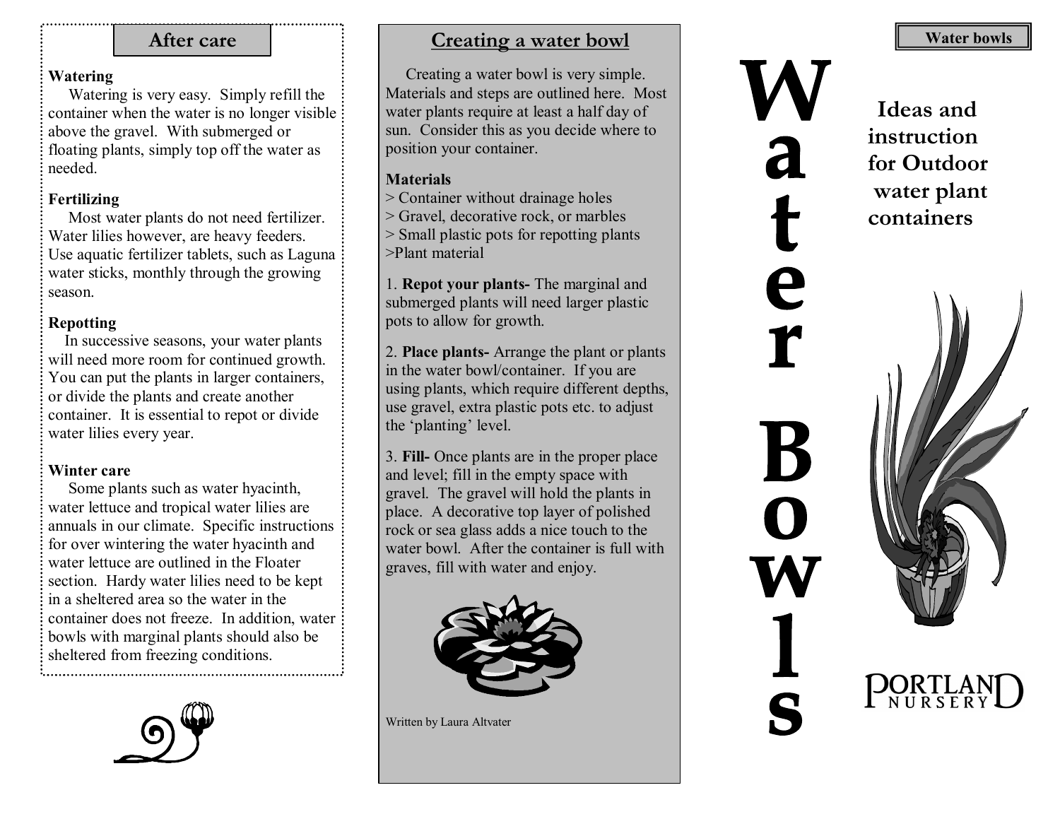## After care

**Watering**

Watering is very easy. Simply refill the container when the water is no longer visible above the gravel. With submerged or floating plants, simply top off the water as needed.

**Fertilizing**

Most water plants do not need fertilizer. Water lilies however, are heavy feeders. Use aquatic fertilizer tablets, such as Laguna water sticks, monthly through the growing season.

**Repotting**

In successive seasons, your water plants will need more room for continued growth. You can put the plants in larger containers, or divide the plants and create another container. It is essential to repot or divide water lilies every year.

**Winter care**

Some plants such as water hyacinth, water lettuce and tropical water lilies are annuals in our climate. Specific instructions for over wintering the water hyacinth and water lettuce are outlined in the Floater section. Hardy water lilies need to be kept in a sheltered area so the water in the container does not freeze. In addition, water bowls with marginal plants should also be sheltered from freezing conditions.

## Creating a water bowl

Creating a water bowl is very simple. Materials and steps are outlined here. Most water plants require at least a half day of sun. Consider this as you decide where to position your container.

**Materials**

> Container without drainage holes
> Gravel, decorative rock, or marbles
> Small plastic pots for repotting plants
>Plant material

1. **Repot your plants-** The marginal and submerged plants will need larger plastic pots to allow for growth.

2. **Place plants-** Arrange the plant or plants in the water bowl/container. If you are using plants, which require different depths, use gravel, extra plastic pots etc. to adjust the 'planting' level.

3. **Fill-** Once plants are in the proper place and level; fill in the empty space with gravel. The gravel will hold the plants in place. A decorative top layer of polished rock or sea glass adds a nice touch to the water bowl. After the container is full with graves, fill with water and enjoy.

Written by Laura Altvater

Water bowls

# Water Bowls

**Ideas and instruction for Outdoor water plant containers**

PORTLAND NURSERY